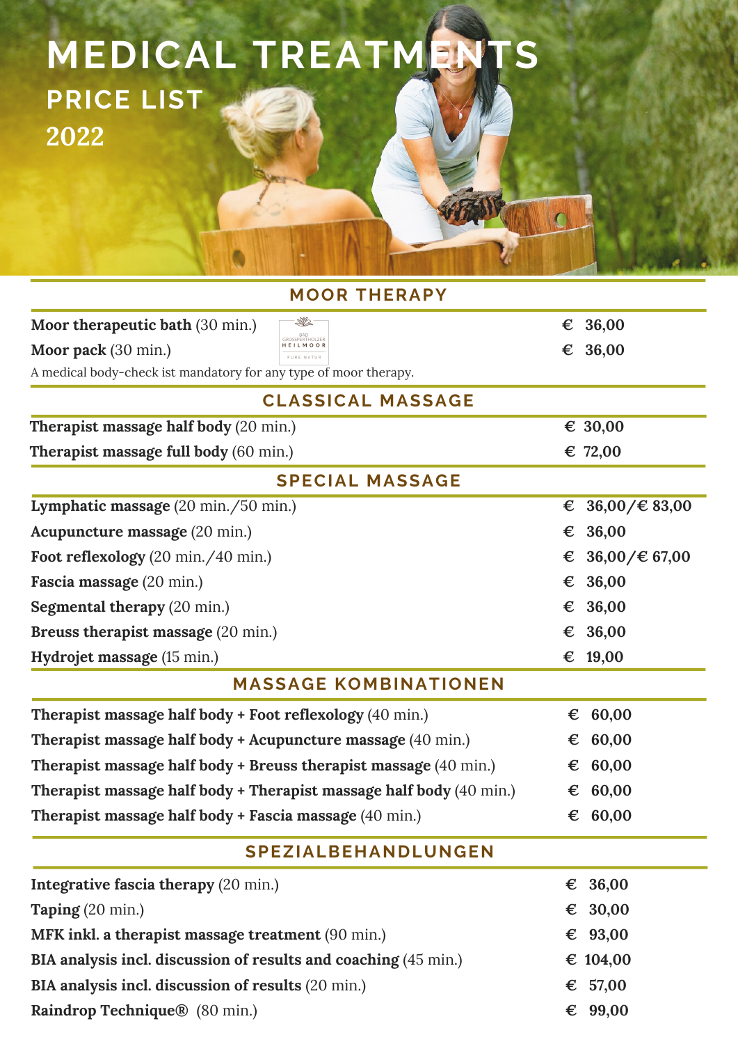# MEDICAL TREATMENTS

## PRICE LIST

## 2022

### MOOR THERAPY

| | |
|---|---|
| **Moor therapeutic bath** (30 min.) | € 36,00 |
| **Moor pack** (30 min.) | € 36,00 |

BAD GROSSPERTHOLZER HEILMOOR PURE NATUR

A medical body-check ist mandatory for any type of moor therapy.

### CLASSICAL MASSAGE

| | |
|---|---|
| **Therapist massage half body** (20 min.) | € 30,00 |
| **Therapist massage full body** (60 min.) | € 72,00 |

### SPECIAL MASSAGE

| | |
|---|---|
| **Lymphatic massage** (20 min./50 min.) | € 36,00/€ 83,00 |
| **Acupuncture massage** (20 min.) | € 36,00 |
| **Foot reflexology** (20 min./40 min.) | € 36,00/€ 67,00 |
| **Fascia massage** (20 min.) | € 36,00 |
| **Segmental therapy** (20 min.) | € 36,00 |
| **Breuss therapist massage** (20 min.) | € 36,00 |
| **Hydrojet massage** (15 min.) | € 19,00 |

### MASSAGE KOMBINATIONEN

| | |
|---|---|
| **Therapist massage half body + Foot reflexology** (40 min.) | € 60,00 |
| **Therapist massage half body + Acupuncture massage** (40 min.) | € 60,00 |
| **Therapist massage half body + Breuss therapist massage** (40 min.) | € 60,00 |
| **Therapist massage half body + Therapist massage half body** (40 min.) | € 60,00 |
| **Therapist massage half body + Fascia massage** (40 min.) | € 60,00 |

### SPEZIALBEHANDLUNGEN

| | |
|---|---|
| **Integrative fascia therapy** (20 min.) | € 36,00 |
| **Taping** (20 min.) | € 30,00 |
| **MFK inkl. a therapist massage treatment** (90 min.) | € 93,00 |
| **BIA analysis incl. discussion of results and coaching** (45 min.) | € 104,00 |
| **BIA analysis incl. discussion of results** (20 min.) | € 57,00 |
| **Raindrop Technique®** (80 min.) | € 99,00 |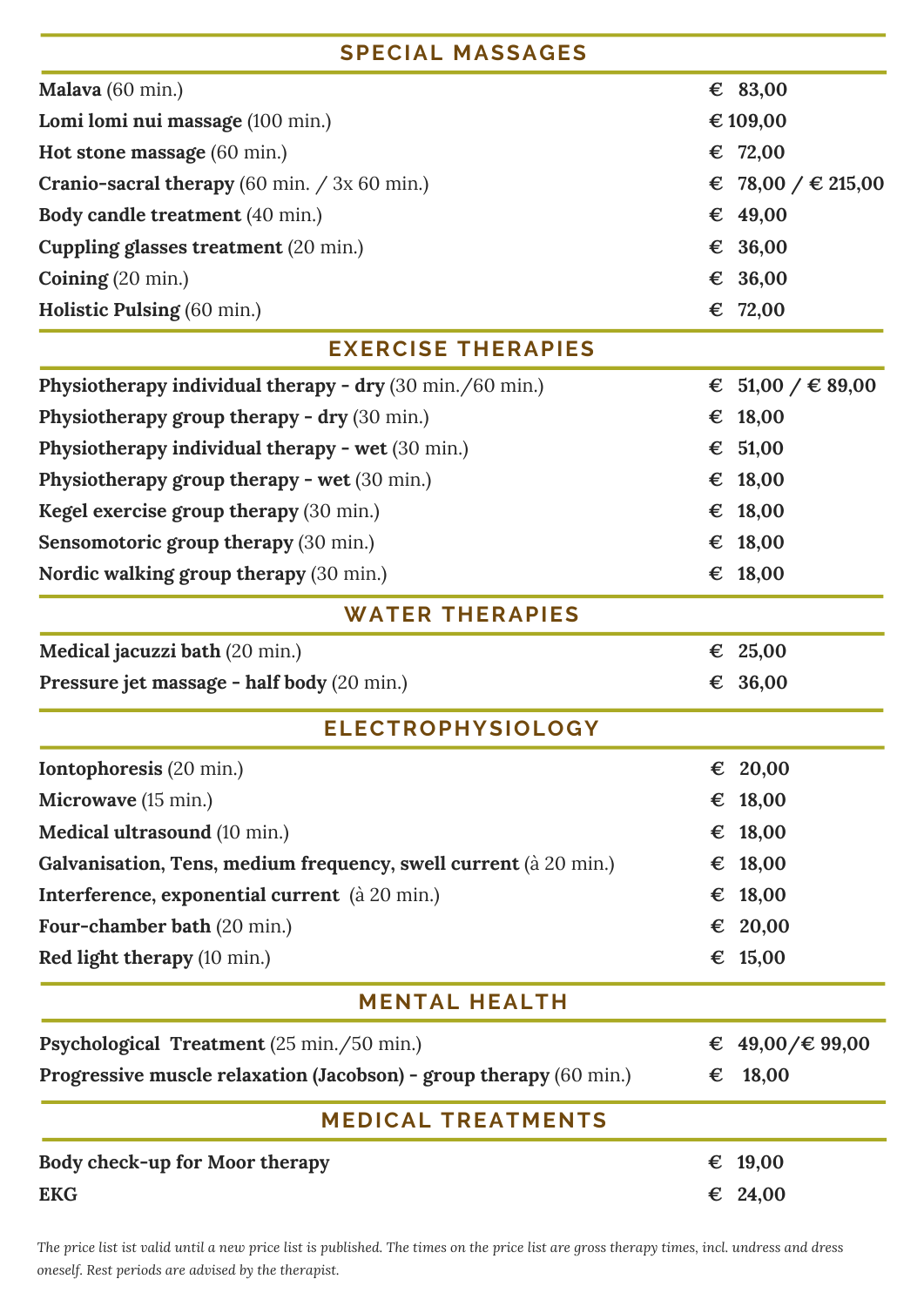## SPECIAL MASSAGES

| | |
|---|---|
| **Malava** (60 min.) | € 83,00 |
| **Lomi lomi nui massage** (100 min.) | € 109,00 |
| **Hot stone massage** (60 min.) | € 72,00 |
| **Cranio-sacral therapy** (60 min. / 3x 60 min.) | € 78,00 / € 215,00 |
| **Body candle treatment** (40 min.) | € 49,00 |
| **Cuppling glasses treatment** (20 min.) | € 36,00 |
| **Coining** (20 min.) | € 36,00 |
| **Holistic Pulsing** (60 min.) | € 72,00 |

## EXERCISE THERAPIES

| | |
|---|---|
| **Physiotherapy individual therapy - dry** (30 min./60 min.) | € 51,00 / € 89,00 |
| **Physiotherapy group therapy - dry** (30 min.) | € 18,00 |
| **Physiotherapy individual therapy - wet** (30 min.) | € 51,00 |
| **Physiotherapy group therapy - wet** (30 min.) | € 18,00 |
| **Kegel exercise group therapy** (30 min.) | € 18,00 |
| **Sensomotoric group therapy** (30 min.) | € 18,00 |
| **Nordic walking group therapy** (30 min.) | € 18,00 |

## WATER THERAPIES

| | |
|---|---|
| **Medical jacuzzi bath** (20 min.) | € 25,00 |
| **Pressure jet massage - half body** (20 min.) | € 36,00 |

## ELECTROPHYSIOLOGY

| | |
|---|---|
| **Iontophoresis** (20 min.) | € 20,00 |
| **Microwave** (15 min.) | € 18,00 |
| **Medical ultrasound** (10 min.) | € 18,00 |
| **Galvanisation, Tens, medium frequency, swell current** (à 20 min.) | € 18,00 |
| **Interference, exponential current** (à 20 min.) | € 18,00 |
| **Four-chamber bath** (20 min.) | € 20,00 |
| **Red light therapy** (10 min.) | € 15,00 |

## MENTAL HEALTH

| | |
|---|---|
| **Psychological Treatment** (25 min./50 min.) | € 49,00/€ 99,00 |
| **Progressive muscle relaxation (Jacobson) - group therapy** (60 min.) | € 18,00 |

## MEDICAL TREATMENTS

| | |
|---|---|
| **Body check-up for Moor therapy** | € 19,00 |
| **EKG** | € 24,00 |

*The price list ist valid until a new price list is published. The times on the price list are gross therapy times, incl. undress and dress oneself. Rest periods are advised by the therapist.*